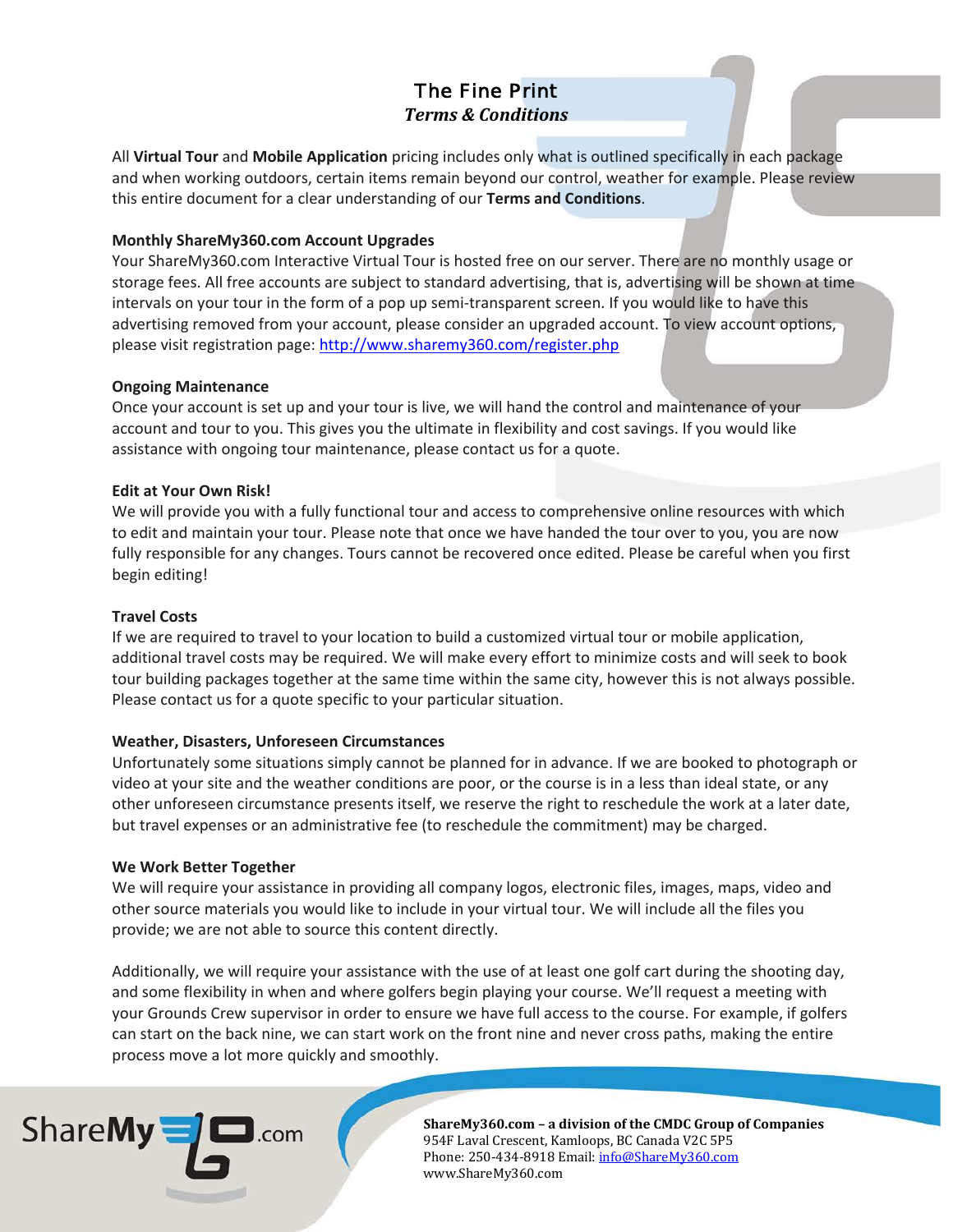# The Fine Print

## *Terms & Conditions*

All **Virtual Tour** and **Mobile Application** pricing includes only what is outlined specifically in each package and when working outdoors, certain items remain beyond our control, weather for example. Please review this entire document for a clear understanding of our **Terms and Conditions**.

### Monthly ShareMy360.com Account Upgrades

Your ShareMy360.com Interactive Virtual Tour is hosted free on our server. There are no monthly usage or storage fees. All free accounts are subject to standard advertising, that is, advertising will be shown at time intervals on your tour in the form of a pop up semi-transparent screen. If you would like to have this advertising removed from your account, please consider an upgraded account. To view account options, please visit registration page: [http://www.sharemy360.com/register.php](http://www.sharemy360.com/register.php)

### Ongoing Maintenance

Once your account is set up and your tour is live, we will hand the control and maintenance of your account and tour to you. This gives you the ultimate in flexibility and cost savings. If you would like assistance with ongoing tour maintenance, please contact us for a quote.

### Edit at Your Own Risk!

We will provide you with a fully functional tour and access to comprehensive online resources with which to edit and maintain your tour. Please note that once we have handed the tour over to you, you are now fully responsible for any changes. Tours cannot be recovered once edited. Please be careful when you first begin editing!

### Travel Costs

If we are required to travel to your location to build a customized virtual tour or mobile application, additional travel costs may be required. We will make every effort to minimize costs and will seek to book tour building packages together at the same time within the same city, however this is not always possible. Please contact us for a quote specific to your particular situation.

### Weather, Disasters, Unforeseen Circumstances

Unfortunately some situations simply cannot be planned for in advance. If we are booked to photograph or video at your site and the weather conditions are poor, or the course is in a less than ideal state, or any other unforeseen circumstance presents itself, we reserve the right to reschedule the work at a later date, but travel expenses or an administrative fee (to reschedule the commitment) may be charged.

### We Work Better Together

We will require your assistance in providing all company logos, electronic files, images, maps, video and other source materials you would like to include in your virtual tour. We will include all the files you provide; we are not able to source this content directly.

Additionally, we will require your assistance with the use of at least one golf cart during the shooting day, and some flexibility in when and where golfers begin playing your course. We'll request a meeting with your Grounds Crew supervisor in order to ensure we have full access to the course. For example, if golfers can start on the back nine, we can start work on the front nine and never cross paths, making the entire process move a lot more quickly and smoothly.

**ShareMy360.com – a division of the CMDC Group of Companies**
954F Laval Crescent, Kamloops, BC Canada V2C 5P5
Phone: 250-434-8918 Email: [info@ShareMy360.com](mailto:info@ShareMy360.com)
www.ShareMy360.com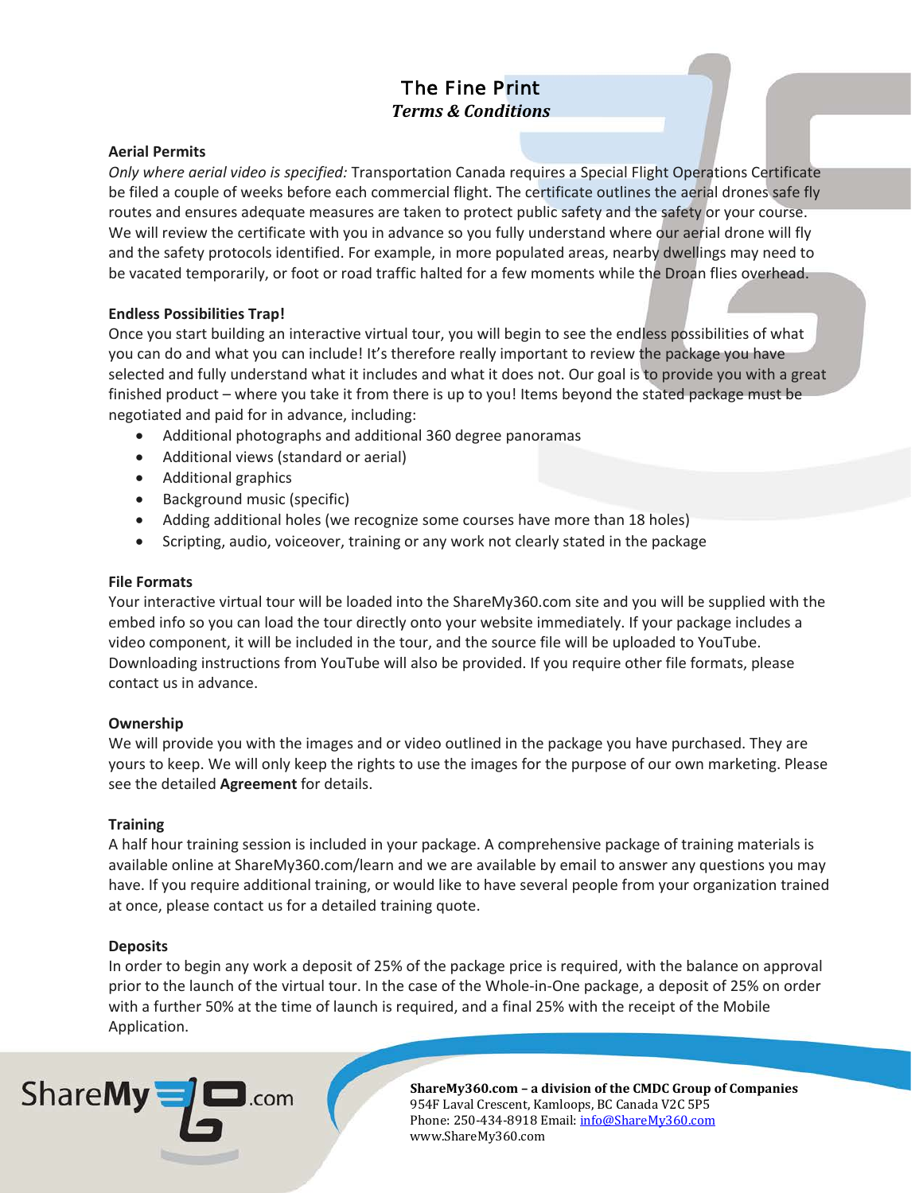# The Fine Print
***Terms & Conditions***

**Aerial Permits**

*Only where aerial video is specified:* Transportation Canada requires a Special Flight Operations Certificate be filed a couple of weeks before each commercial flight. The certificate outlines the aerial drones safe fly routes and ensures adequate measures are taken to protect public safety and the safety or your course. We will review the certificate with you in advance so you fully understand where our aerial drone will fly and the safety protocols identified. For example, in more populated areas, nearby dwellings may need to be vacated temporarily, or foot or road traffic halted for a few moments while the Droan flies overhead.

**Endless Possibilities Trap!**

Once you start building an interactive virtual tour, you will begin to see the endless possibilities of what you can do and what you can include! It's therefore really important to review the package you have selected and fully understand what it includes and what it does not. Our goal is to provide you with a great finished product – where you take it from there is up to you! Items beyond the stated package must be negotiated and paid for in advance, including:

- Additional photographs and additional 360 degree panoramas
- Additional views (standard or aerial)
- Additional graphics
- Background music (specific)
- Adding additional holes (we recognize some courses have more than 18 holes)
- Scripting, audio, voiceover, training or any work not clearly stated in the package

**File Formats**

Your interactive virtual tour will be loaded into the ShareMy360.com site and you will be supplied with the embed info so you can load the tour directly onto your website immediately. If your package includes a video component, it will be included in the tour, and the source file will be uploaded to YouTube. Downloading instructions from YouTube will also be provided. If you require other file formats, please contact us in advance.

**Ownership**

We will provide you with the images and or video outlined in the package you have purchased. They are yours to keep. We will only keep the rights to use the images for the purpose of our own marketing. Please see the detailed **Agreement** for details.

**Training**

A half hour training session is included in your package. A comprehensive package of training materials is available online at ShareMy360.com/learn and we are available by email to answer any questions you may have. If you require additional training, or would like to have several people from your organization trained at once, please contact us for a detailed training quote.

**Deposits**

In order to begin any work a deposit of 25% of the package price is required, with the balance on approval prior to the launch of the virtual tour. In the case of the Whole-in-One package, a deposit of 25% on order with a further 50% at the time of launch is required, and a final 25% with the receipt of the Mobile Application.

**ShareMy360.com – a division of the CMDC Group of Companies**
954F Laval Crescent, Kamloops, BC Canada V2C 5P5
Phone: 250-434-8918 Email: info@ShareMy360.com
www.ShareMy360.com